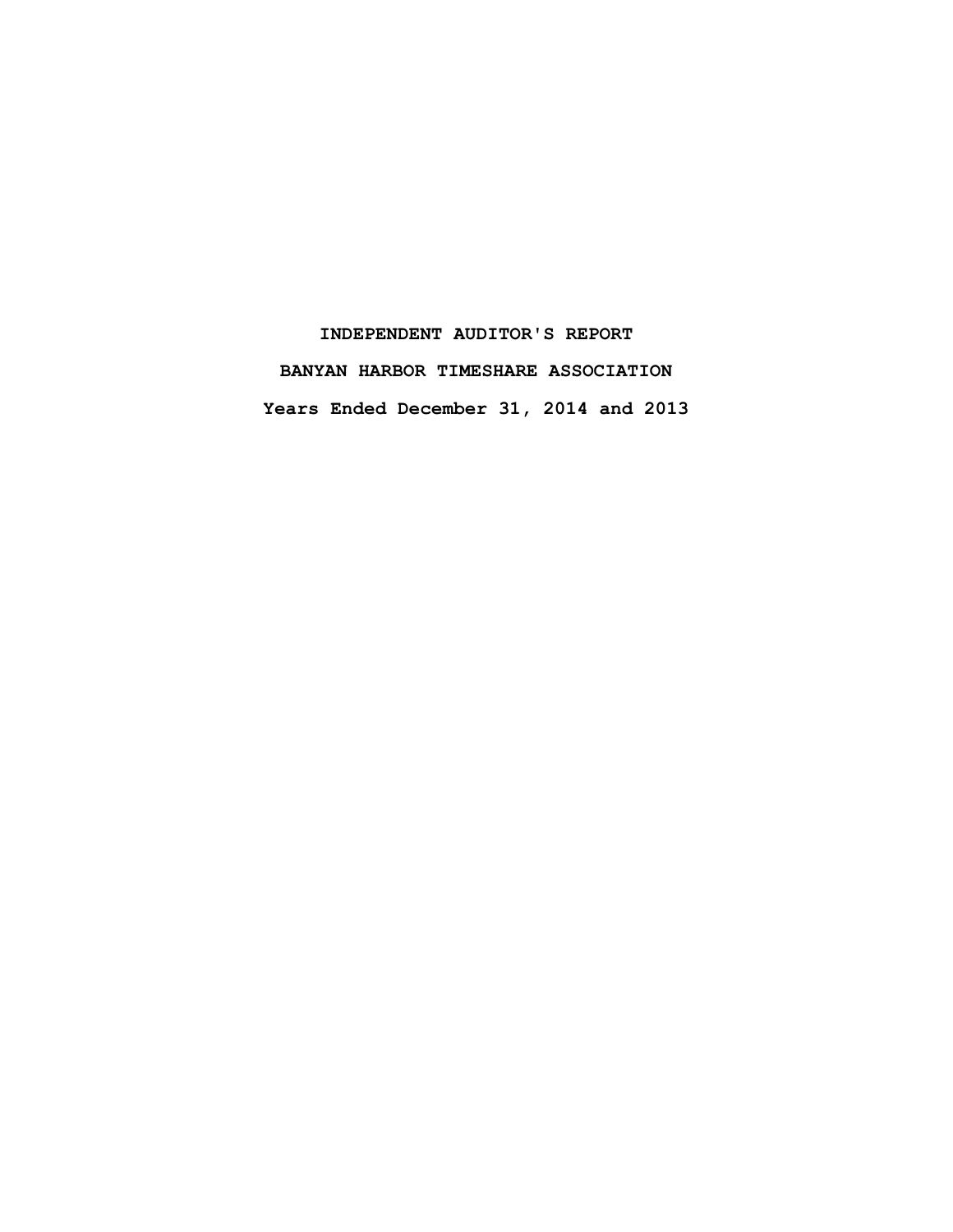# INDEPENDENT AUDITOR'S REPORT

# BANYAN HARBOR TIMESHARE ASSOCIATION

# Years Ended December 31, 2014 and 2013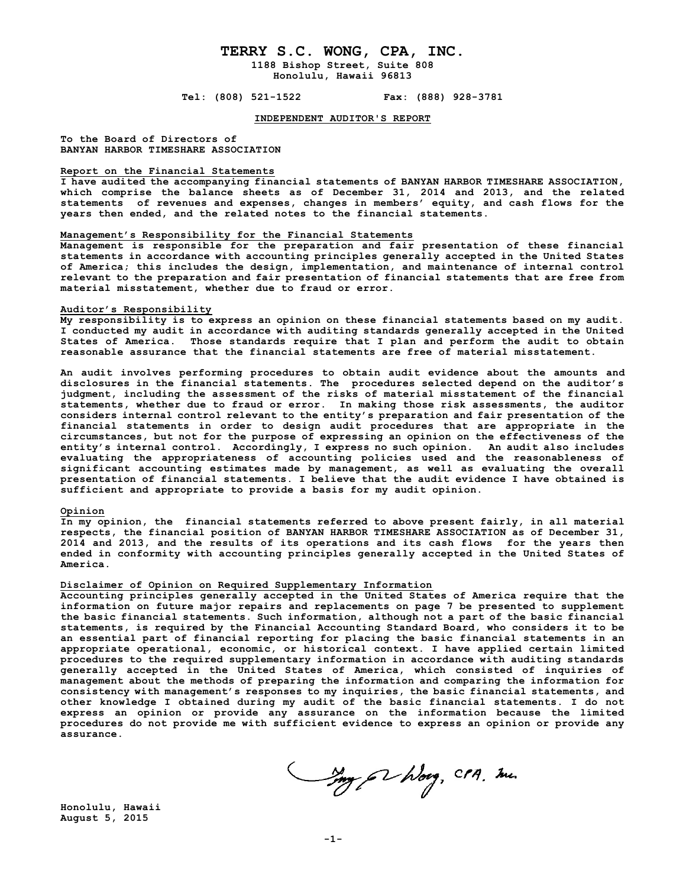# TERRY S.C. WONG, CPA, INC.

1188 Bishop Street, Suite 808
Honolulu, Hawaii 96813

Tel: (808) 521-1522 Fax: (888) 928-3781

## INDEPENDENT AUDITOR'S REPORT

To the Board of Directors of
BANYAN HARBOR TIMESHARE ASSOCIATION

### Report on the Financial Statements

I have audited the accompanying financial statements of BANYAN HARBOR TIMESHARE ASSOCIATION, which comprise the balance sheets as of December 31, 2014 and 2013, and the related statements of revenues and expenses, changes in members' equity, and cash flows for the years then ended, and the related notes to the financial statements.

### Management's Responsibility for the Financial Statements

Management is responsible for the preparation and fair presentation of these financial statements in accordance with accounting principles generally accepted in the United States of America; this includes the design, implementation, and maintenance of internal control relevant to the preparation and fair presentation of financial statements that are free from material misstatement, whether due to fraud or error.

### Auditor's Responsibility

My responsibility is to express an opinion on these financial statements based on my audit. I conducted my audit in accordance with auditing standards generally accepted in the United States of America. Those standards require that I plan and perform the audit to obtain reasonable assurance that the financial statements are free of material misstatement.

An audit involves performing procedures to obtain audit evidence about the amounts and disclosures in the financial statements. The procedures selected depend on the auditor's judgment, including the assessment of the risks of material misstatement of the financial statements, whether due to fraud or error. In making those risk assessments, the auditor considers internal control relevant to the entity's preparation and fair presentation of the financial statements in order to design audit procedures that are appropriate in the circumstances, but not for the purpose of expressing an opinion on the effectiveness of the entity's internal control. Accordingly, I express no such opinion. An audit also includes evaluating the appropriateness of accounting policies used and the reasonableness of significant accounting estimates made by management, as well as evaluating the overall presentation of financial statements. I believe that the audit evidence I have obtained is sufficient and appropriate to provide a basis for my audit opinion.

### Opinion

In my opinion, the financial statements referred to above present fairly, in all material respects, the financial position of BANYAN HARBOR TIMESHARE ASSOCIATION as of December 31, 2014 and 2013, and the results of its operations and its cash flows for the years then ended in conformity with accounting principles generally accepted in the United States of America.

### Disclaimer of Opinion on Required Supplementary Information

Accounting principles generally accepted in the United States of America require that the information on future major repairs and replacements on page 7 be presented to supplement the basic financial statements. Such information, although not a part of the basic financial statements, is required by the Financial Accounting Standard Board, who considers it to be an essential part of financial reporting for placing the basic financial statements in an appropriate operational, economic, or historical context. I have applied certain limited procedures to the required supplementary information in accordance with auditing standards generally accepted in the United States of America, which consisted of inquiries of management about the methods of preparing the information and comparing the information for consistency with management's responses to my inquiries, the basic financial statements, and other knowledge I obtained during my audit of the basic financial statements. I do not express an opinion or provide any assurance on the information because the limited procedures do not provide me with sufficient evidence to express an opinion or provide any assurance.

Terry S.C. Wong, CPA, Inc.

Honolulu, Hawaii
August 5, 2015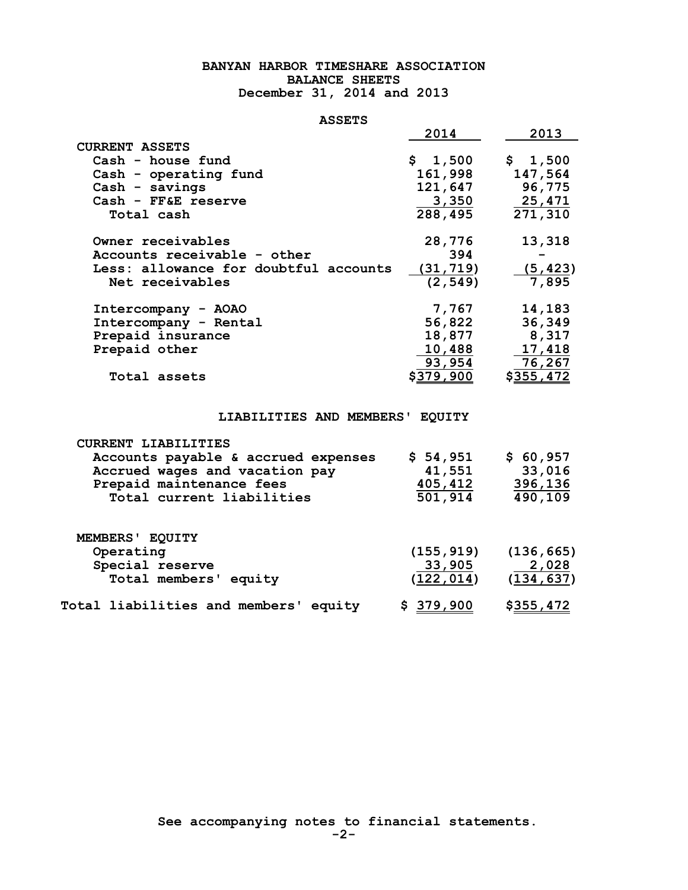# BANYAN HARBOR TIMESHARE ASSOCIATION

## BALANCE SHEETS

December 31, 2014 and 2013

### ASSETS

| | 2014 | 2013 |
|---|---|---|
| **CURRENT ASSETS** | | |
| Cash - house fund | $ 1,500 | $ 1,500 |
| Cash - operating fund | 161,998 | 147,564 |
| Cash - savings | 121,647 | 96,775 |
| Cash - FF&E reserve | 3,350 | 25,471 |
| Total cash | 288,495 | 271,310 |
| | | |
| Owner receivables | 28,776 | 13,318 |
| Accounts receivable - other | 394 | - |
| Less: allowance for doubtful accounts | (31,719) | (5,423) |
| Net receivables | (2,549) | 7,895 |
| | | |
| Intercompany - AOAO | 7,767 | 14,183 |
| Intercompany - Rental | 56,822 | 36,349 |
| Prepaid insurance | 18,877 | 8,317 |
| Prepaid other | 10,488 | 17,418 |
| | 93,954 | 76,267 |
| Total assets | $379,900 | $355,472 |

### LIABILITIES AND MEMBERS' EQUITY

| | 2014 | 2013 |
|---|---|---|
| **CURRENT LIABILITIES** | | |
| Accounts payable & accrued expenses | $ 54,951 | $ 60,957 |
| Accrued wages and vacation pay | 41,551 | 33,016 |
| Prepaid maintenance fees | 405,412 | 396,136 |
| Total current liabilities | 501,914 | 490,109 |
| | | |
| **MEMBERS' EQUITY** | | |
| Operating | (155,919) | (136,665) |
| Special reserve | 33,905 | 2,028 |
| Total members' equity | (122,014) | (134,637) |
| | | |
| Total liabilities and members' equity | $ 379,900 | $355,472 |

See accompanying notes to financial statements.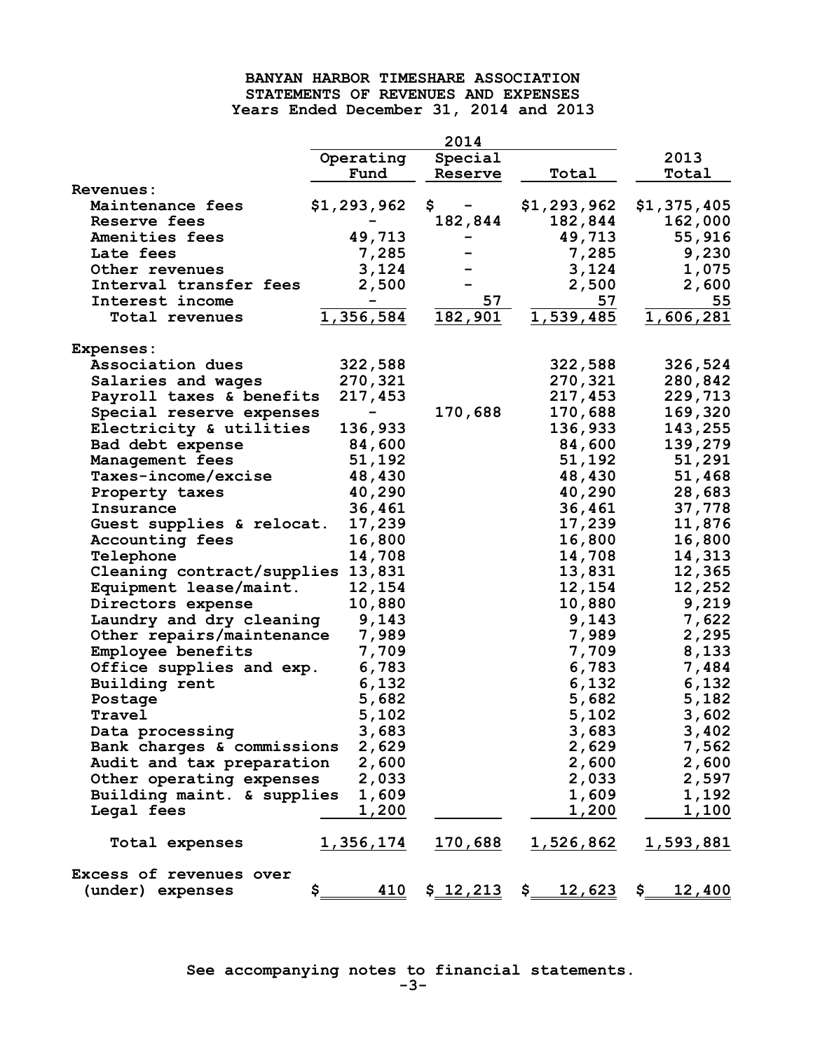# BANYAN HARBOR TIMESHARE ASSOCIATION
## STATEMENTS OF REVENUES AND EXPENSES
### Years Ended December 31, 2014 and 2013

| | 2014 | | | |
|---|---|---|---|---|
| | Operating Fund | Special Reserve | Total | 2013 Total |
| **Revenues:** | | | | |
| Maintenance fees | $1,293,962 | $ - | $1,293,962 | $1,375,405 |
| Reserve fees | - | 182,844 | 182,844 | 162,000 |
| Amenities fees | 49,713 | - | 49,713 | 55,916 |
| Late fees | 7,285 | - | 7,285 | 9,230 |
| Other revenues | 3,124 | - | 3,124 | 1,075 |
| Interval transfer fees | 2,500 | - | 2,500 | 2,600 |
| Interest income | - | 57 | 57 | 55 |
| Total revenues | 1,356,584 | 182,901 | 1,539,485 | 1,606,281 |
| **Expenses:** | | | | |
| Association dues | 322,588 | | 322,588 | 326,524 |
| Salaries and wages | 270,321 | | 270,321 | 280,842 |
| Payroll taxes & benefits | 217,453 | | 217,453 | 229,713 |
| Special reserve expenses | - | 170,688 | 170,688 | 169,320 |
| Electricity & utilities | 136,933 | | 136,933 | 143,255 |
| Bad debt expense | 84,600 | | 84,600 | 139,279 |
| Management fees | 51,192 | | 51,192 | 51,291 |
| Taxes-income/excise | 48,430 | | 48,430 | 51,468 |
| Property taxes | 40,290 | | 40,290 | 28,683 |
| Insurance | 36,461 | | 36,461 | 37,778 |
| Guest supplies & relocat. | 17,239 | | 17,239 | 11,876 |
| Accounting fees | 16,800 | | 16,800 | 16,800 |
| Telephone | 14,708 | | 14,708 | 14,313 |
| Cleaning contract/supplies | 13,831 | | 13,831 | 12,365 |
| Equipment lease/maint. | 12,154 | | 12,154 | 12,252 |
| Directors expense | 10,880 | | 10,880 | 9,219 |
| Laundry and dry cleaning | 9,143 | | 9,143 | 7,622 |
| Other repairs/maintenance | 7,989 | | 7,989 | 2,295 |
| Employee benefits | 7,709 | | 7,709 | 8,133 |
| Office supplies and exp. | 6,783 | | 6,783 | 7,484 |
| Building rent | 6,132 | | 6,132 | 6,132 |
| Postage | 5,682 | | 5,682 | 5,182 |
| Travel | 5,102 | | 5,102 | 3,602 |
| Data processing | 3,683 | | 3,683 | 3,402 |
| Bank charges & commissions | 2,629 | | 2,629 | 7,562 |
| Audit and tax preparation | 2,600 | | 2,600 | 2,600 |
| Other operating expenses | 2,033 | | 2,033 | 2,597 |
| Building maint. & supplies | 1,609 | | 1,609 | 1,192 |
| Legal fees | 1,200 | | 1,200 | 1,100 |
| Total expenses | 1,356,174 | 170,688 | 1,526,862 | 1,593,881 |
| Excess of revenues over (under) expenses | $ 410 | $ 12,213 | $ 12,623 | $ 12,400 |

See accompanying notes to financial statements.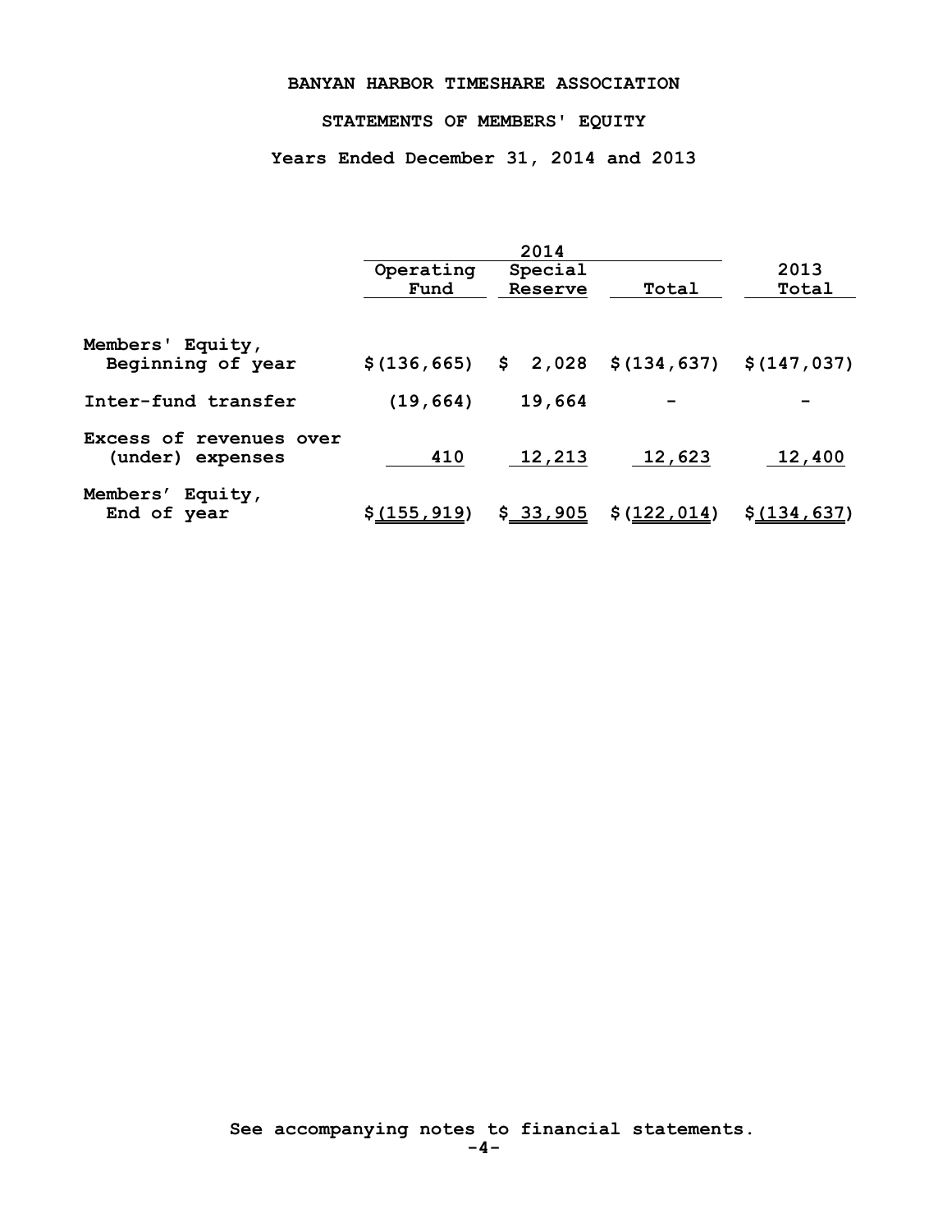# BANYAN HARBOR TIMESHARE ASSOCIATION

## STATEMENTS OF MEMBERS' EQUITY

### Years Ended December 31, 2014 and 2013

| | 2014 | | | |
|---|---|---|---|---|
| | Operating Fund | Special Reserve | Total | 2013 Total |
| Members' Equity, Beginning of year | $(136,665) | $ 2,028 | $(134,637) | $(147,037) |
| Inter-fund transfer | (19,664) | 19,664 | - | - |
| Excess of revenues over (under) expenses | 410 | 12,213 | 12,623 | 12,400 |
| Members' Equity, End of year | $(155,919) | $ 33,905 | $(122,014) | $(134,637) |

See accompanying notes to financial statements.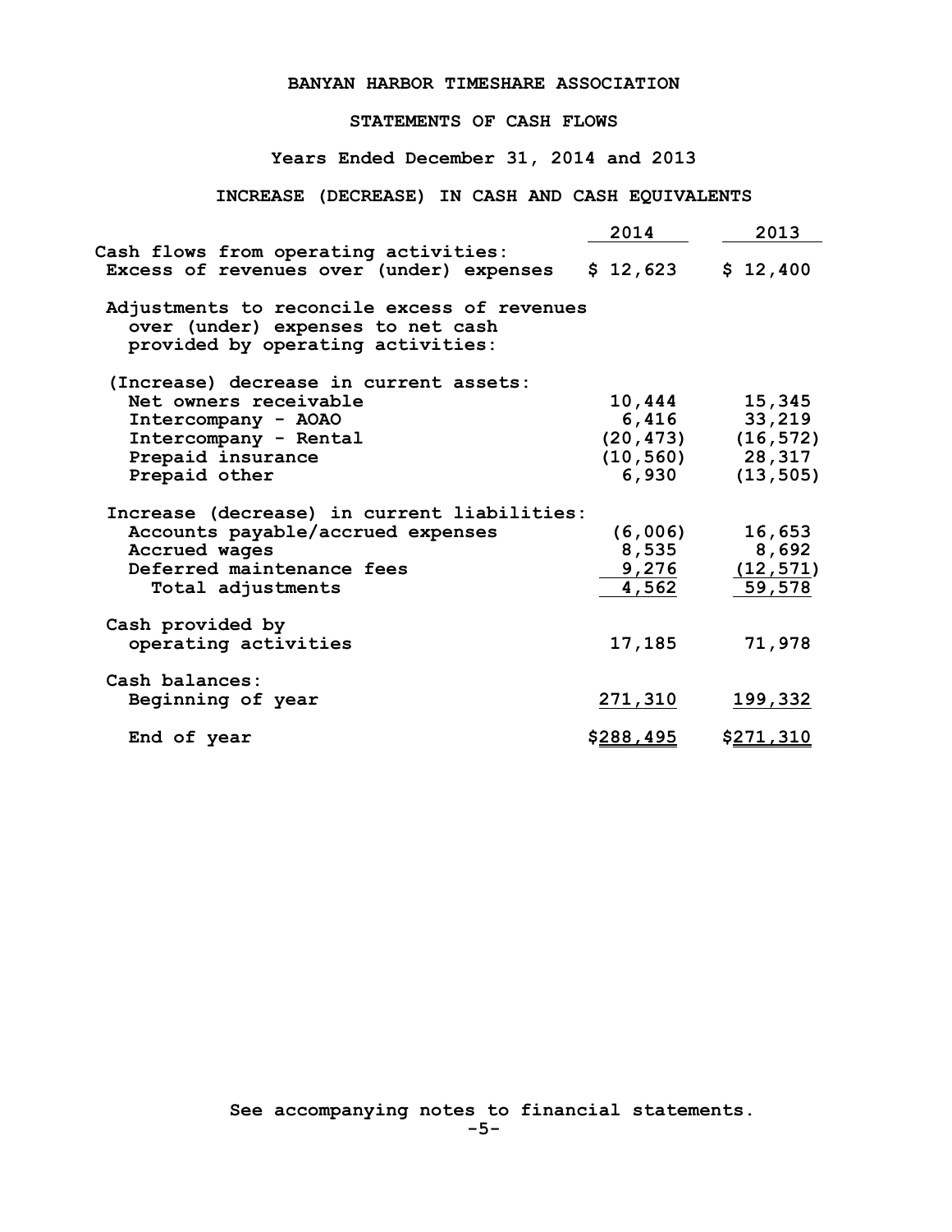# BANYAN HARBOR TIMESHARE ASSOCIATION

## STATEMENTS OF CASH FLOWS

### Years Ended December 31, 2014 and 2013

### INCREASE (DECREASE) IN CASH AND CASH EQUIVALENTS

| | 2014 | 2013 |
|---|---|---|
| Cash flows from operating activities: | | |
| Excess of revenues over (under) expenses | $ 12,623 | $ 12,400 |
| Adjustments to reconcile excess of revenues over (under) expenses to net cash provided by operating activities: | | |
| (Increase) decrease in current assets: | | |
| Net owners receivable | 10,444 | 15,345 |
| Intercompany - AOAO | 6,416 | 33,219 |
| Intercompany - Rental | (20,473) | (16,572) |
| Prepaid insurance | (10,560) | 28,317 |
| Prepaid other | 6,930 | (13,505) |
| Increase (decrease) in current liabilities: | | |
| Accounts payable/accrued expenses | (6,006) | 16,653 |
| Accrued wages | 8,535 | 8,692 |
| Deferred maintenance fees | 9,276 | (12,571) |
| Total adjustments | 4,562 | 59,578 |
| Cash provided by operating activities | 17,185 | 71,978 |
| Cash balances: | | |
| Beginning of year | 271,310 | 199,332 |
| End of year | $288,495 | $271,310 |

See accompanying notes to financial statements.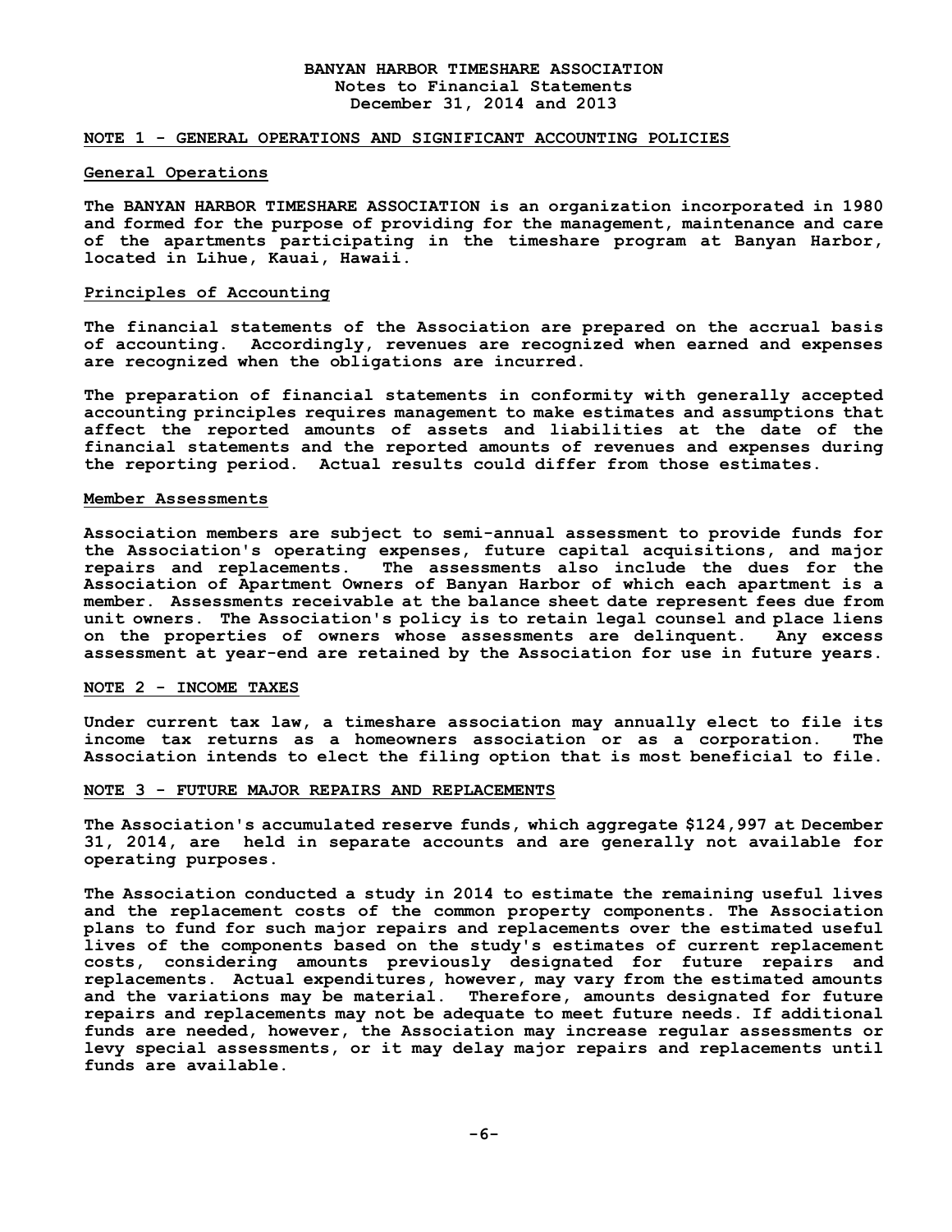# BANYAN HARBOR TIMESHARE ASSOCIATION
## Notes to Financial Statements
## December 31, 2014 and 2013

### NOTE 1 - GENERAL OPERATIONS AND SIGNIFICANT ACCOUNTING POLICIES

#### General Operations

The BANYAN HARBOR TIMESHARE ASSOCIATION is an organization incorporated in 1980 and formed for the purpose of providing for the management, maintenance and care of the apartments participating in the timeshare program at Banyan Harbor, located in Lihue, Kauai, Hawaii.

#### Principles of Accounting

The financial statements of the Association are prepared on the accrual basis of accounting. Accordingly, revenues are recognized when earned and expenses are recognized when the obligations are incurred.

The preparation of financial statements in conformity with generally accepted accounting principles requires management to make estimates and assumptions that affect the reported amounts of assets and liabilities at the date of the financial statements and the reported amounts of revenues and expenses during the reporting period. Actual results could differ from those estimates.

#### Member Assessments

Association members are subject to semi-annual assessment to provide funds for the Association's operating expenses, future capital acquisitions, and major repairs and replacements. The assessments also include the dues for the Association of Apartment Owners of Banyan Harbor of which each apartment is a member. Assessments receivable at the balance sheet date represent fees due from unit owners. The Association's policy is to retain legal counsel and place liens on the properties of owners whose assessments are delinquent. Any excess assessment at year-end are retained by the Association for use in future years.

### NOTE 2 - INCOME TAXES

Under current tax law, a timeshare association may annually elect to file its income tax returns as a homeowners association or as a corporation. The Association intends to elect the filing option that is most beneficial to file.

### NOTE 3 - FUTURE MAJOR REPAIRS AND REPLACEMENTS

The Association's accumulated reserve funds, which aggregate $124,997 at December 31, 2014, are held in separate accounts and are generally not available for operating purposes.

The Association conducted a study in 2014 to estimate the remaining useful lives and the replacement costs of the common property components. The Association plans to fund for such major repairs and replacements over the estimated useful lives of the components based on the study's estimates of current replacement costs, considering amounts previously designated for future repairs and replacements. Actual expenditures, however, may vary from the estimated amounts and the variations may be material. Therefore, amounts designated for future repairs and replacements may not be adequate to meet future needs. If additional funds are needed, however, the Association may increase regular assessments or levy special assessments, or it may delay major repairs and replacements until funds are available.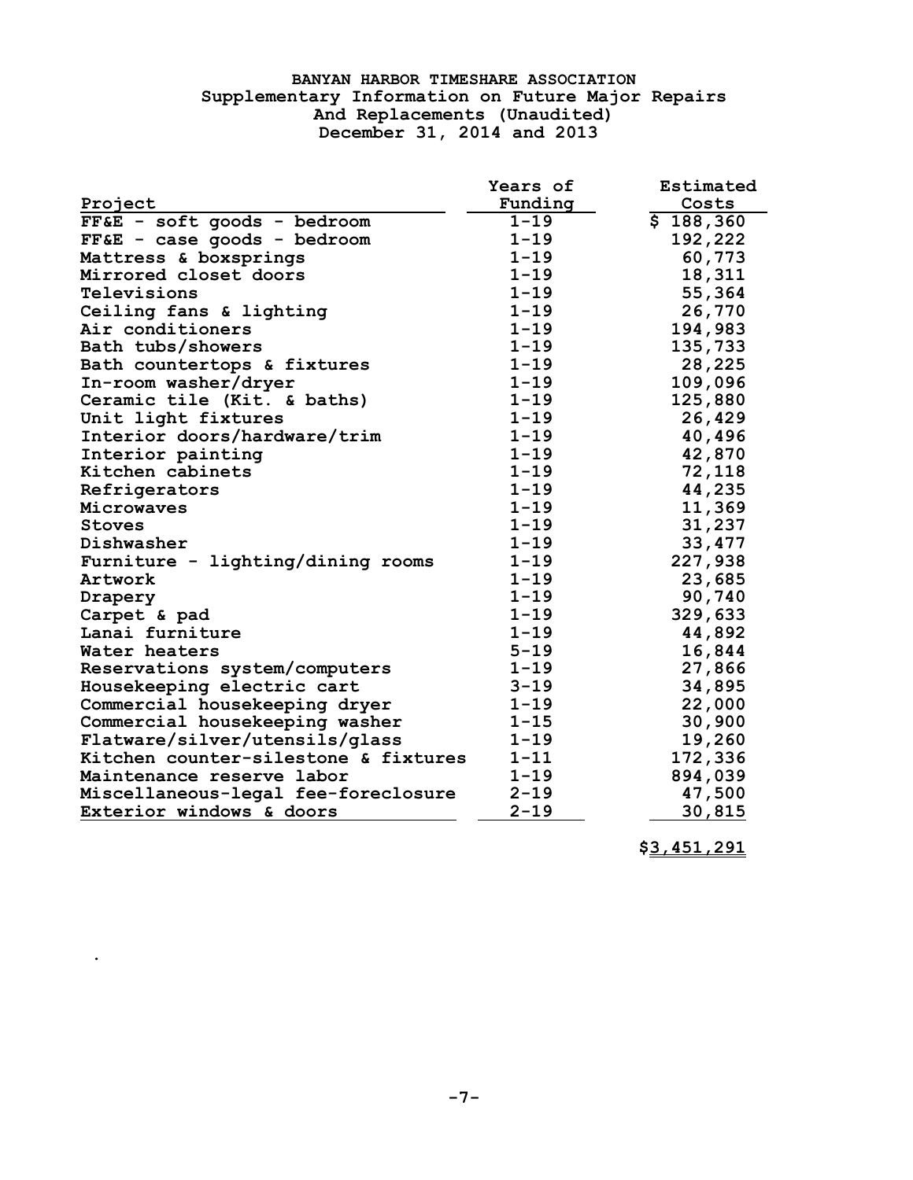# BANYAN HARBOR TIMESHARE ASSOCIATION

## Supplementary Information on Future Major Repairs And Replacements (Unaudited)

## December 31, 2014 and 2013

| Project | Years of Funding | Estimated Costs |
|---|---|---|
| FF&E - soft goods - bedroom | 1-19 | $ 188,360 |
| FF&E - case goods - bedroom | 1-19 | 192,222 |
| Mattress & boxsprings | 1-19 | 60,773 |
| Mirrored closet doors | 1-19 | 18,311 |
| Televisions | 1-19 | 55,364 |
| Ceiling fans & lighting | 1-19 | 26,770 |
| Air conditioners | 1-19 | 194,983 |
| Bath tubs/showers | 1-19 | 135,733 |
| Bath countertops & fixtures | 1-19 | 28,225 |
| In-room washer/dryer | 1-19 | 109,096 |
| Ceramic tile (Kit. & baths) | 1-19 | 125,880 |
| Unit light fixtures | 1-19 | 26,429 |
| Interior doors/hardware/trim | 1-19 | 40,496 |
| Interior painting | 1-19 | 42,870 |
| Kitchen cabinets | 1-19 | 72,118 |
| Refrigerators | 1-19 | 44,235 |
| Microwaves | 1-19 | 11,369 |
| Stoves | 1-19 | 31,237 |
| Dishwasher | 1-19 | 33,477 |
| Furniture - lighting/dining rooms | 1-19 | 227,938 |
| Artwork | 1-19 | 23,685 |
| Drapery | 1-19 | 90,740 |
| Carpet & pad | 1-19 | 329,633 |
| Lanai furniture | 1-19 | 44,892 |
| Water heaters | 5-19 | 16,844 |
| Reservations system/computers | 1-19 | 27,866 |
| Housekeeping electric cart | 3-19 | 34,895 |
| Commercial housekeeping dryer | 1-19 | 22,000 |
| Commercial housekeeping washer | 1-15 | 30,900 |
| Flatware/silver/utensils/glass | 1-19 | 19,260 |
| Kitchen counter-silestone & fixtures | 1-11 | 172,336 |
| Maintenance reserve labor | 1-19 | 894,039 |
| Miscellaneous-legal fee-foreclosure | 2-19 | 47,500 |
| Exterior windows & doors | 2-19 | 30,815 |
| | | $3,451,291 |